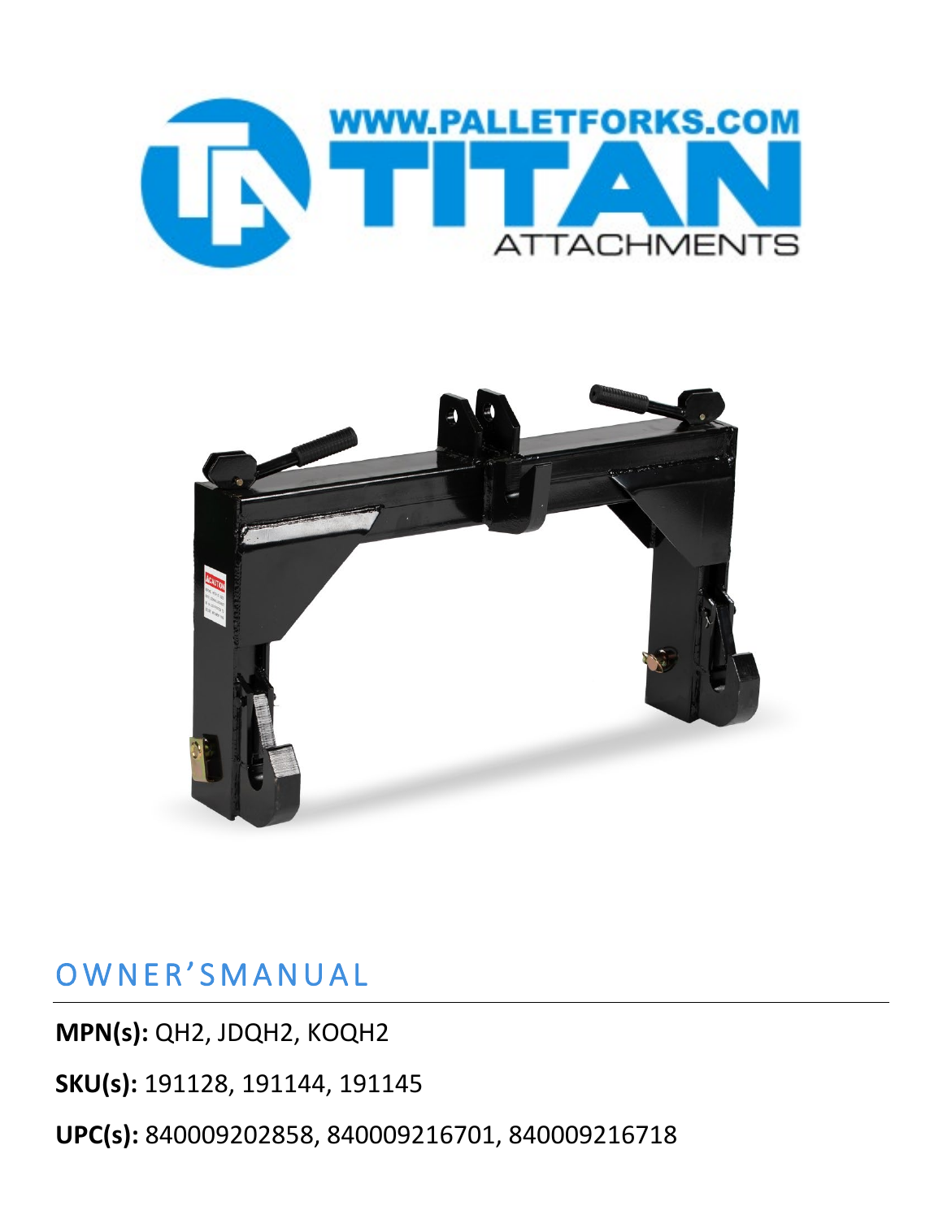WWW.PALLETFORKS.COM

TITAN ATTACHMENTS

# OWNER'S MANUAL

**MPN(s):** QH2, JDQH2, KOQH2

**SKU(s):** 191128, 191144, 191145

**UPC(s):** 840009202858, 840009216701, 840009216718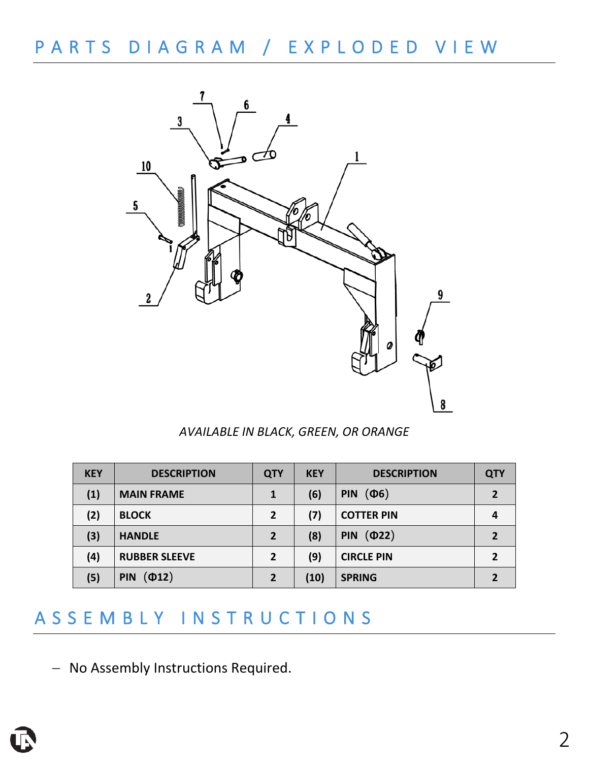## PARTS DIAGRAM / EXPLODED VIEW

*AVAILABLE IN BLACK, GREEN, OR ORANGE*

| KEY | DESCRIPTION | QTY | KEY | DESCRIPTION | QTY |
|---|---|---|---|---|---|
| (1) | MAIN FRAME | 1 | (6) | PIN （Φ6） | 2 |
| (2) | BLOCK | 2 | (7) | COTTER PIN | 4 |
| (3) | HANDLE | 2 | (8) | PIN （Φ22） | 2 |
| (4) | RUBBER SLEEVE | 2 | (9) | CIRCLE PIN | 2 |
| (5) | PIN （Φ12） | 2 | (10) | SPRING | 2 |

## ASSEMBLY INSTRUCTIONS

- No Assembly Instructions Required.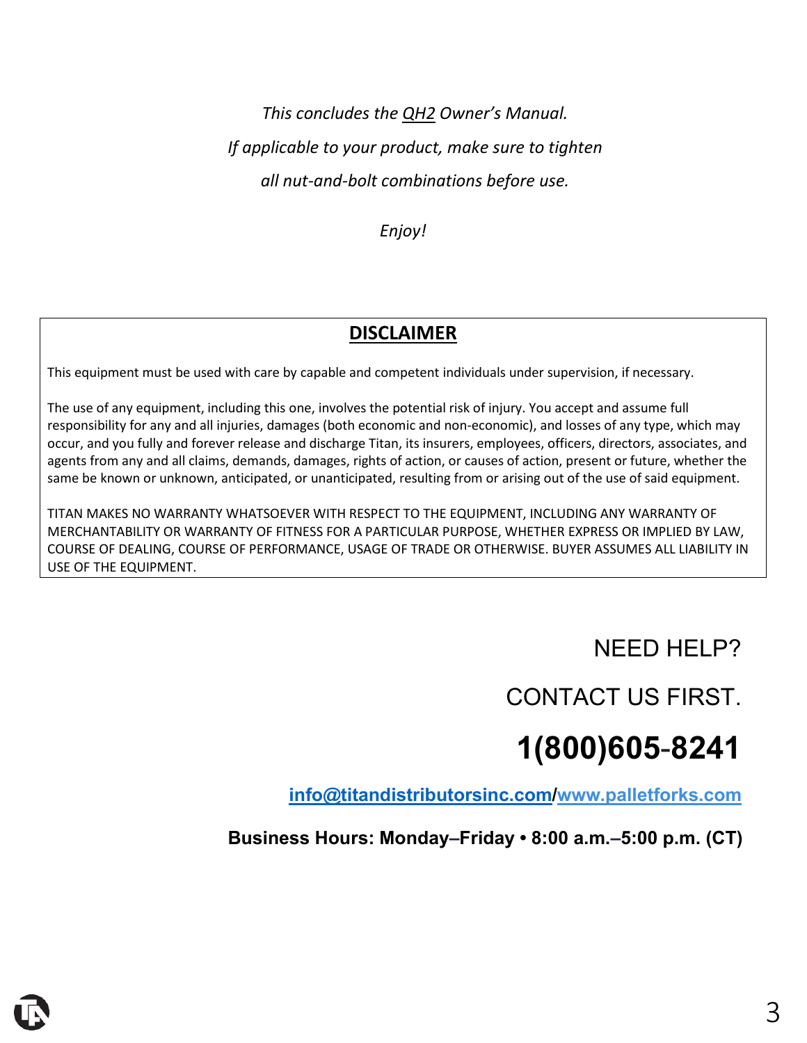*This concludes the QH2 Owner's Manual.*

*If applicable to your product, make sure to tighten*

*all nut-and-bolt combinations before use.*

*Enjoy!*

## DISCLAIMER

This equipment must be used with care by capable and competent individuals under supervision, if necessary.

The use of any equipment, including this one, involves the potential risk of injury. You accept and assume full responsibility for any and all injuries, damages (both economic and non-economic), and losses of any type, which may occur, and you fully and forever release and discharge Titan, its insurers, employees, officers, directors, associates, and agents from any and all claims, demands, damages, rights of action, or causes of action, present or future, whether the same be known or unknown, anticipated, or unanticipated, resulting from or arising out of the use of said equipment.

TITAN MAKES NO WARRANTY WHATSOEVER WITH RESPECT TO THE EQUIPMENT, INCLUDING ANY WARRANTY OF MERCHANTABILITY OR WARRANTY OF FITNESS FOR A PARTICULAR PURPOSE, WHETHER EXPRESS OR IMPLIED BY LAW, COURSE OF DEALING, COURSE OF PERFORMANCE, USAGE OF TRADE OR OTHERWISE. BUYER ASSUMES ALL LIABILITY IN USE OF THE EQUIPMENT.

NEED HELP?

CONTACT US FIRST.

**1(800)605-8241**

**info@titandistributorsinc.com/www.palletforks.com**

**Business Hours: Monday–Friday • 8:00 a.m.–5:00 p.m. (CT)**